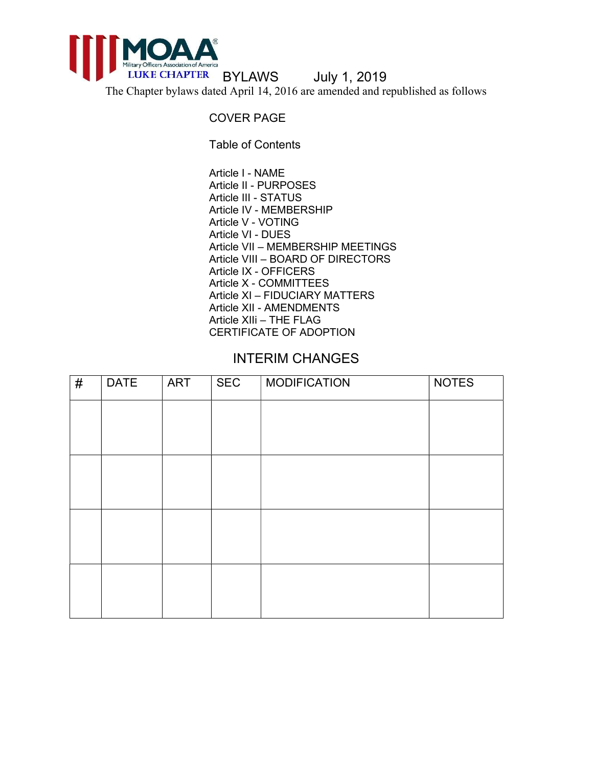MOAA
Military Officers Association of America
LUKE CHAPTER BYLAWS July 1, 2019

The Chapter bylaws dated April 14, 2016 are amended and republished as follows

COVER PAGE

Table of Contents

Article I - NAME
Article II - PURPOSES
Article III - STATUS
Article IV - MEMBERSHIP
Article V - VOTING
Article VI - DUES
Article VII – MEMBERSHIP MEETINGS
Article VIII – BOARD OF DIRECTORS
Article IX - OFFICERS
Article X - COMMITTEES
Article XI – FIDUCIARY MATTERS
Article XII - AMENDMENTS
Article XIIi – THE FLAG
CERTIFICATE OF ADOPTION

## INTERIM CHANGES

| # | DATE | ART | SEC | MODIFICATION | NOTES |
|---|---|---|---|---|---|
| | | | | | |
| | | | | | |
| | | | | | |
| | | | | | |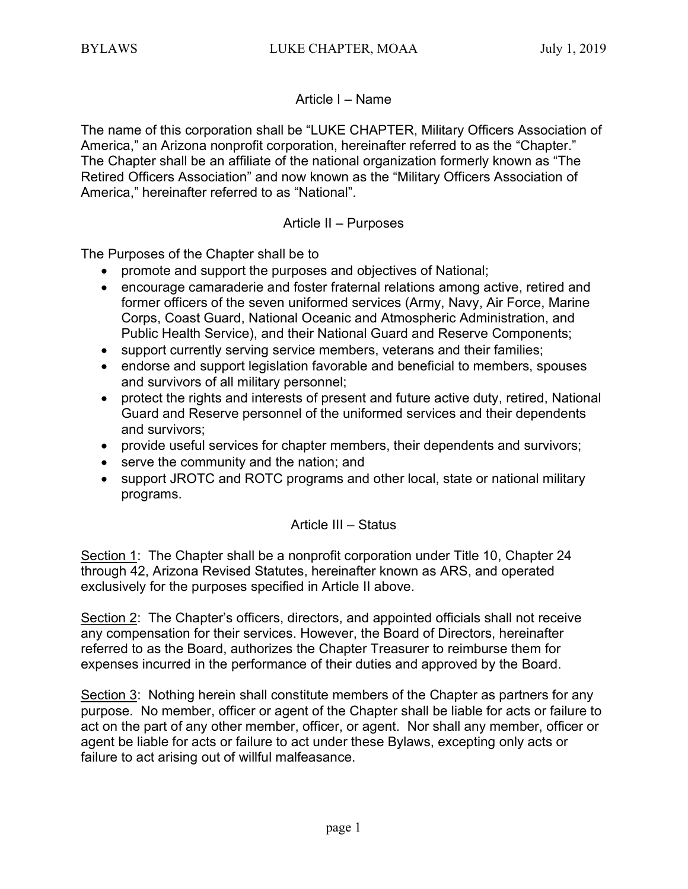## Article I – Name

The name of this corporation shall be "LUKE CHAPTER, Military Officers Association of America," an Arizona nonprofit corporation, hereinafter referred to as the "Chapter." The Chapter shall be an affiliate of the national organization formerly known as "The Retired Officers Association" and now known as the "Military Officers Association of America," hereinafter referred to as "National".

## Article II – Purposes

The Purposes of the Chapter shall be to

- promote and support the purposes and objectives of National;
- encourage camaraderie and foster fraternal relations among active, retired and former officers of the seven uniformed services (Army, Navy, Air Force, Marine Corps, Coast Guard, National Oceanic and Atmospheric Administration, and Public Health Service), and their National Guard and Reserve Components;
- support currently serving service members, veterans and their families;
- endorse and support legislation favorable and beneficial to members, spouses and survivors of all military personnel;
- protect the rights and interests of present and future active duty, retired, National Guard and Reserve personnel of the uniformed services and their dependents and survivors;
- provide useful services for chapter members, their dependents and survivors;
- serve the community and the nation; and
- support JROTC and ROTC programs and other local, state or national military programs.

## Article III – Status

<u>Section 1</u>: The Chapter shall be a nonprofit corporation under Title 10, Chapter 24 through 42, Arizona Revised Statutes, hereinafter known as ARS, and operated exclusively for the purposes specified in Article II above.

<u>Section 2</u>: The Chapter's officers, directors, and appointed officials shall not receive any compensation for their services. However, the Board of Directors, hereinafter referred to as the Board, authorizes the Chapter Treasurer to reimburse them for expenses incurred in the performance of their duties and approved by the Board.

<u>Section 3</u>: Nothing herein shall constitute members of the Chapter as partners for any purpose. No member, officer or agent of the Chapter shall be liable for acts or failure to act on the part of any other member, officer, or agent. Nor shall any member, officer or agent be liable for acts or failure to act under these Bylaws, excepting only acts or failure to act arising out of willful malfeasance.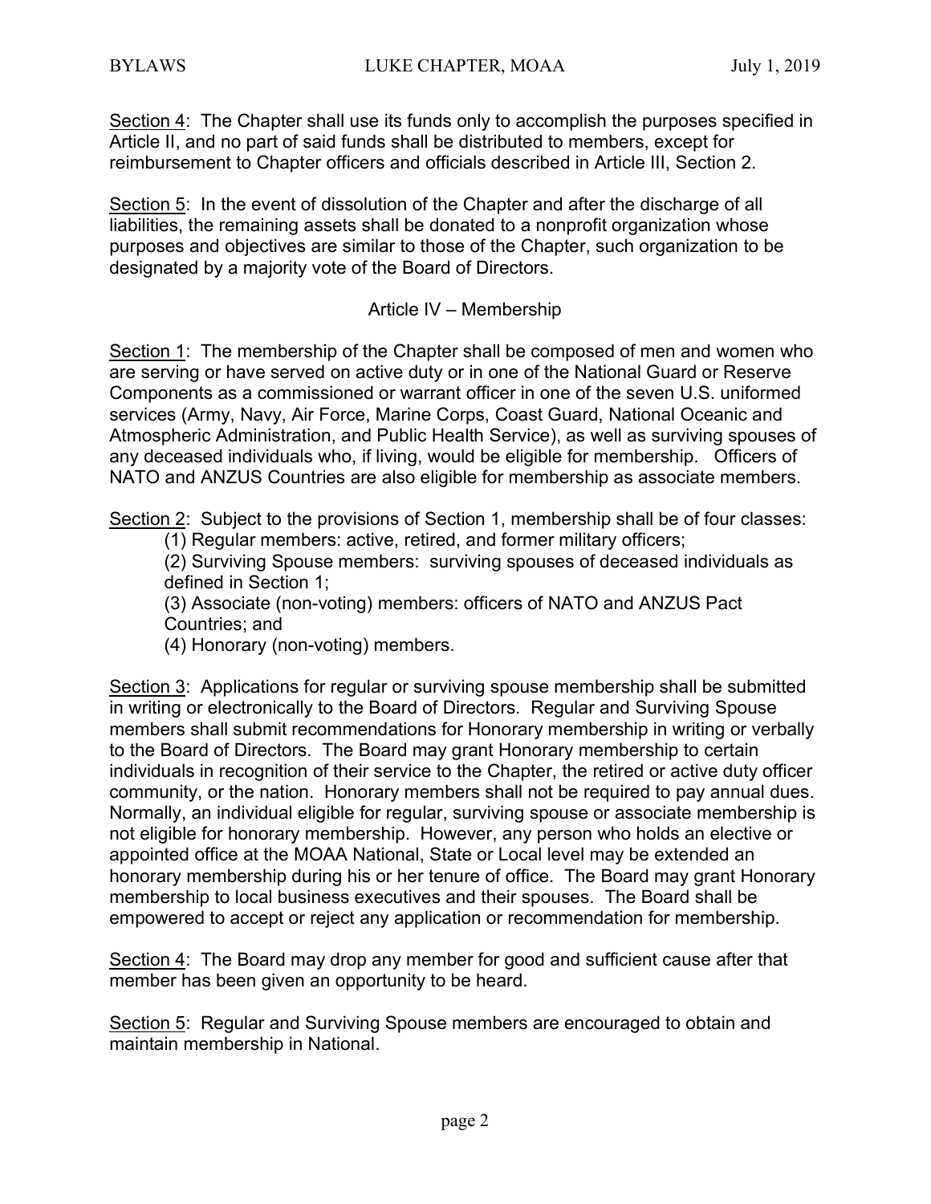Section 4: The Chapter shall use its funds only to accomplish the purposes specified in Article II, and no part of said funds shall be distributed to members, except for reimbursement to Chapter officers and officials described in Article III, Section 2.

Section 5: In the event of dissolution of the Chapter and after the discharge of all liabilities, the remaining assets shall be donated to a nonprofit organization whose purposes and objectives are similar to those of the Chapter, such organization to be designated by a majority vote of the Board of Directors.

## Article IV – Membership

Section 1: The membership of the Chapter shall be composed of men and women who are serving or have served on active duty or in one of the National Guard or Reserve Components as a commissioned or warrant officer in one of the seven U.S. uniformed services (Army, Navy, Air Force, Marine Corps, Coast Guard, National Oceanic and Atmospheric Administration, and Public Health Service), as well as surviving spouses of any deceased individuals who, if living, would be eligible for membership. Officers of NATO and ANZUS Countries are also eligible for membership as associate members.

Section 2: Subject to the provisions of Section 1, membership shall be of four classes:

(1) Regular members: active, retired, and former military officers;

(2) Surviving Spouse members: surviving spouses of deceased individuals as defined in Section 1;

(3) Associate (non-voting) members: officers of NATO and ANZUS Pact Countries; and

(4) Honorary (non-voting) members.

Section 3: Applications for regular or surviving spouse membership shall be submitted in writing or electronically to the Board of Directors. Regular and Surviving Spouse members shall submit recommendations for Honorary membership in writing or verbally to the Board of Directors. The Board may grant Honorary membership to certain individuals in recognition of their service to the Chapter, the retired or active duty officer community, or the nation. Honorary members shall not be required to pay annual dues. Normally, an individual eligible for regular, surviving spouse or associate membership is not eligible for honorary membership. However, any person who holds an elective or appointed office at the MOAA National, State or Local level may be extended an honorary membership during his or her tenure of office. The Board may grant Honorary membership to local business executives and their spouses. The Board shall be empowered to accept or reject any application or recommendation for membership.

Section 4: The Board may drop any member for good and sufficient cause after that member has been given an opportunity to be heard.

Section 5: Regular and Surviving Spouse members are encouraged to obtain and maintain membership in National.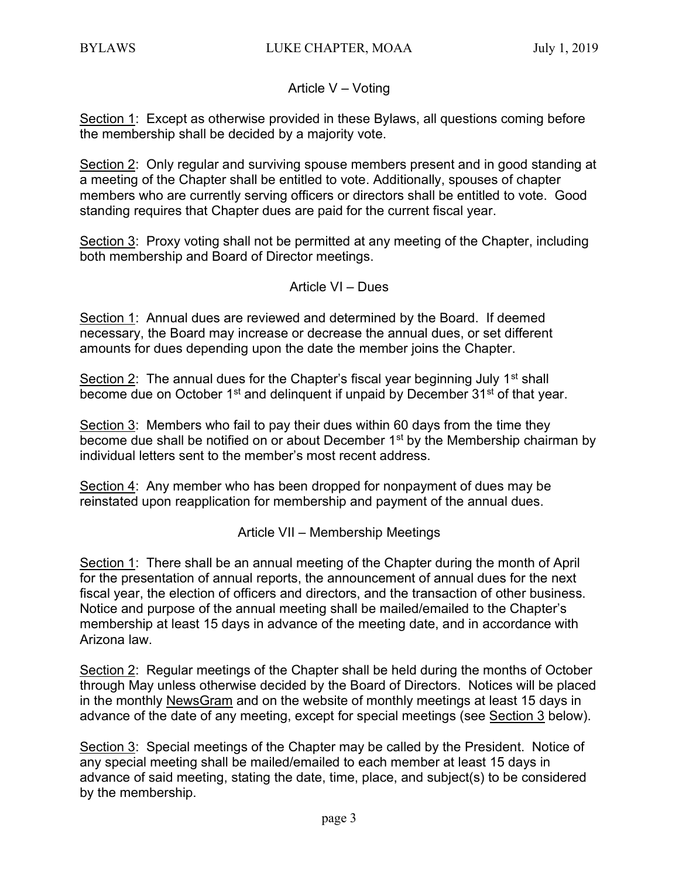## Article V – Voting

<u>Section 1</u>: Except as otherwise provided in these Bylaws, all questions coming before the membership shall be decided by a majority vote.

<u>Section 2</u>: Only regular and surviving spouse members present and in good standing at a meeting of the Chapter shall be entitled to vote. Additionally, spouses of chapter members who are currently serving officers or directors shall be entitled to vote. Good standing requires that Chapter dues are paid for the current fiscal year.

<u>Section 3</u>: Proxy voting shall not be permitted at any meeting of the Chapter, including both membership and Board of Director meetings.

## Article VI – Dues

<u>Section 1</u>: Annual dues are reviewed and determined by the Board. If deemed necessary, the Board may increase or decrease the annual dues, or set different amounts for dues depending upon the date the member joins the Chapter.

<u>Section 2</u>: The annual dues for the Chapter's fiscal year beginning July 1st shall become due on October 1st and delinquent if unpaid by December 31st of that year.

<u>Section 3</u>: Members who fail to pay their dues within 60 days from the time they become due shall be notified on or about December 1st by the Membership chairman by individual letters sent to the member's most recent address.

<u>Section 4</u>: Any member who has been dropped for nonpayment of dues may be reinstated upon reapplication for membership and payment of the annual dues.

## Article VII – Membership Meetings

<u>Section 1</u>: There shall be an annual meeting of the Chapter during the month of April for the presentation of annual reports, the announcement of annual dues for the next fiscal year, the election of officers and directors, and the transaction of other business. Notice and purpose of the annual meeting shall be mailed/emailed to the Chapter's membership at least 15 days in advance of the meeting date, and in accordance with Arizona law.

<u>Section 2</u>: Regular meetings of the Chapter shall be held during the months of October through May unless otherwise decided by the Board of Directors. Notices will be placed in the monthly <u>NewsGram</u> and on the website of monthly meetings at least 15 days in advance of the date of any meeting, except for special meetings (see <u>Section 3</u> below).

<u>Section 3</u>: Special meetings of the Chapter may be called by the President. Notice of any special meeting shall be mailed/emailed to each member at least 15 days in advance of said meeting, stating the date, time, place, and subject(s) to be considered by the membership.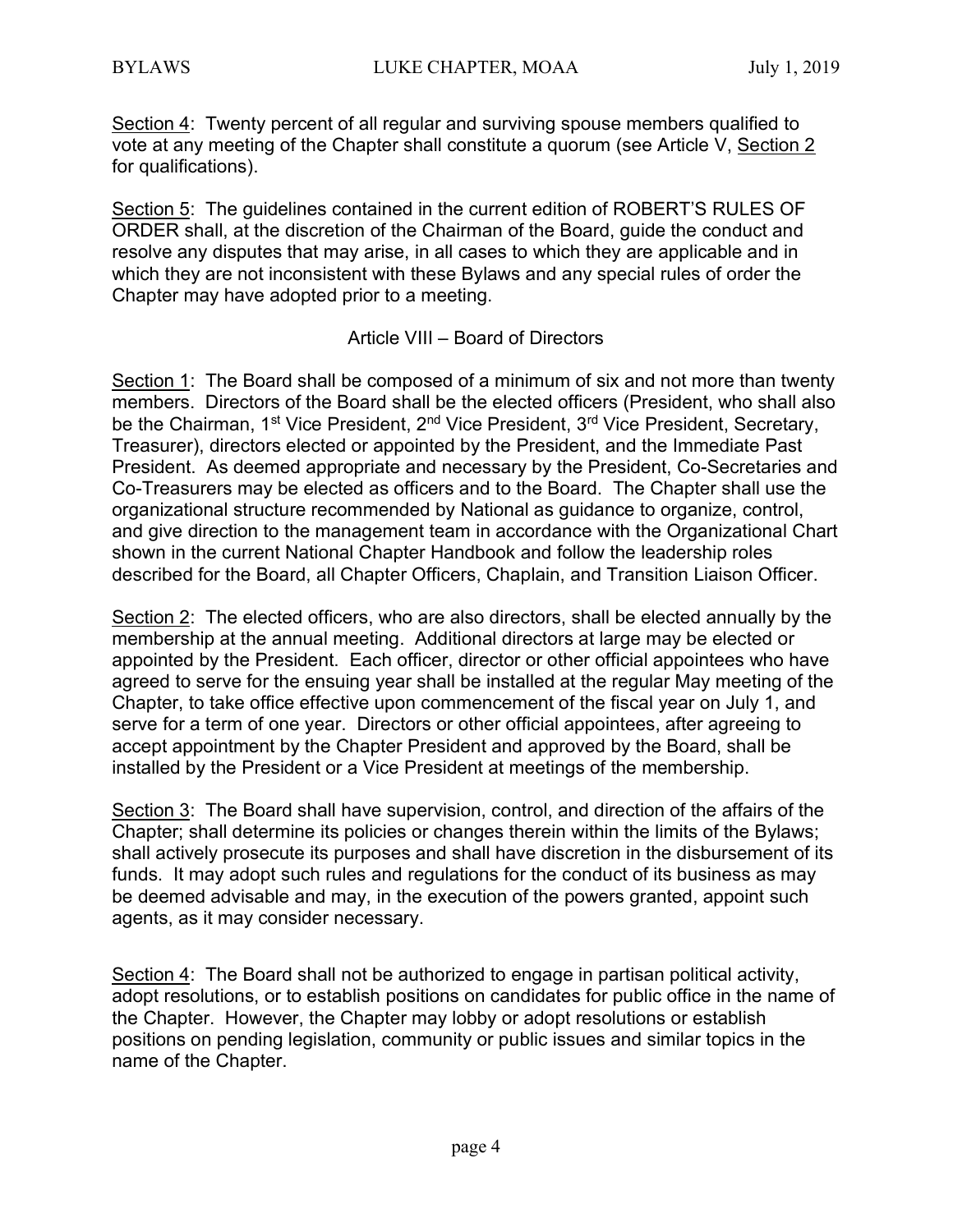<u>Section 4</u>: Twenty percent of all regular and surviving spouse members qualified to vote at any meeting of the Chapter shall constitute a quorum (see Article V, <u>Section 2</u> for qualifications).

<u>Section 5</u>: The guidelines contained in the current edition of ROBERT'S RULES OF ORDER shall, at the discretion of the Chairman of the Board, guide the conduct and resolve any disputes that may arise, in all cases to which they are applicable and in which they are not inconsistent with these Bylaws and any special rules of order the Chapter may have adopted prior to a meeting.

## Article VIII – Board of Directors

<u>Section 1</u>: The Board shall be composed of a minimum of six and not more than twenty members. Directors of the Board shall be the elected officers (President, who shall also be the Chairman, 1st Vice President, 2nd Vice President, 3rd Vice President, Secretary, Treasurer), directors elected or appointed by the President, and the Immediate Past President. As deemed appropriate and necessary by the President, Co-Secretaries and Co-Treasurers may be elected as officers and to the Board. The Chapter shall use the organizational structure recommended by National as guidance to organize, control, and give direction to the management team in accordance with the Organizational Chart shown in the current National Chapter Handbook and follow the leadership roles described for the Board, all Chapter Officers, Chaplain, and Transition Liaison Officer.

<u>Section 2</u>: The elected officers, who are also directors, shall be elected annually by the membership at the annual meeting. Additional directors at large may be elected or appointed by the President. Each officer, director or other official appointees who have agreed to serve for the ensuing year shall be installed at the regular May meeting of the Chapter, to take office effective upon commencement of the fiscal year on July 1, and serve for a term of one year. Directors or other official appointees, after agreeing to accept appointment by the Chapter President and approved by the Board, shall be installed by the President or a Vice President at meetings of the membership.

<u>Section 3</u>: The Board shall have supervision, control, and direction of the affairs of the Chapter; shall determine its policies or changes therein within the limits of the Bylaws; shall actively prosecute its purposes and shall have discretion in the disbursement of its funds. It may adopt such rules and regulations for the conduct of its business as may be deemed advisable and may, in the execution of the powers granted, appoint such agents, as it may consider necessary.

<u>Section 4</u>: The Board shall not be authorized to engage in partisan political activity, adopt resolutions, or to establish positions on candidates for public office in the name of the Chapter. However, the Chapter may lobby or adopt resolutions or establish positions on pending legislation, community or public issues and similar topics in the name of the Chapter.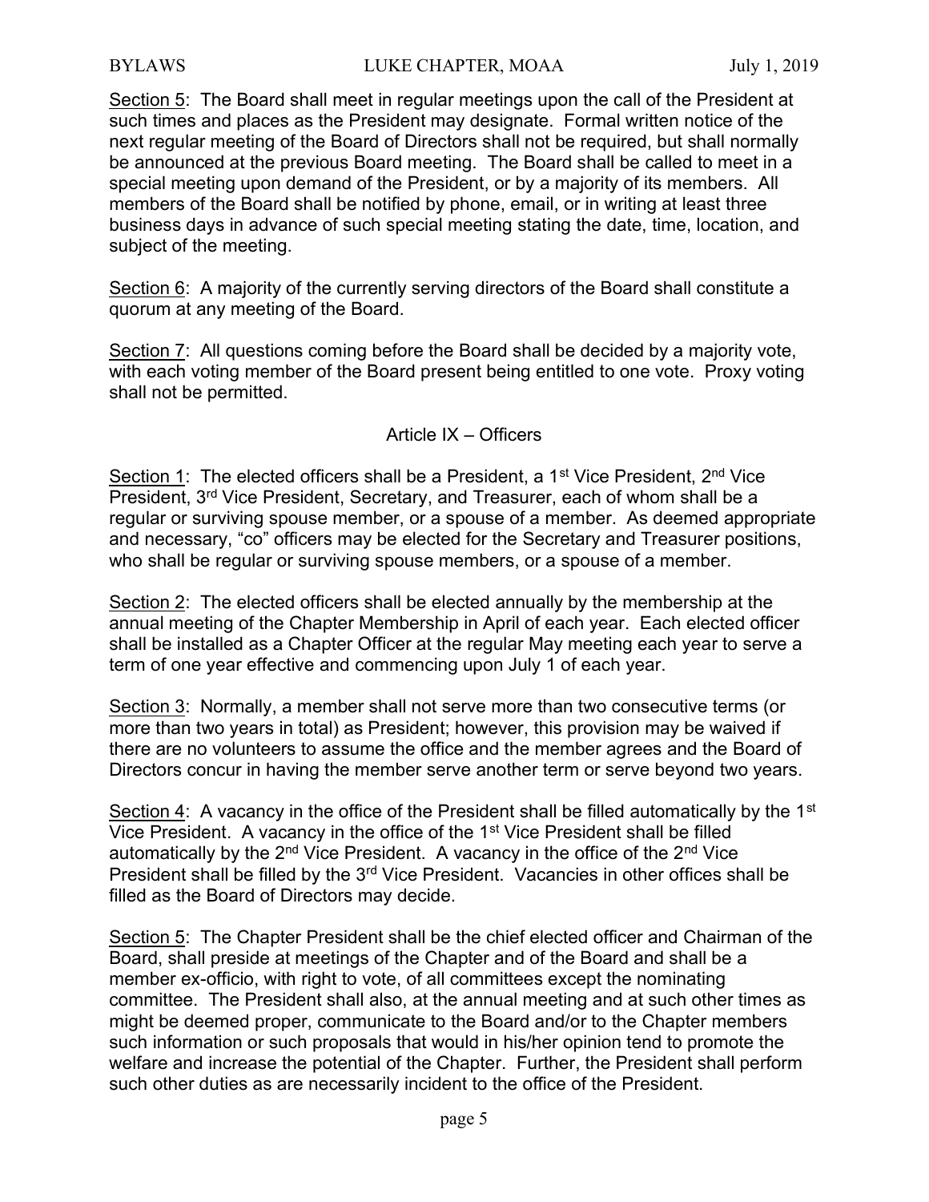<u>Section 5</u>: The Board shall meet in regular meetings upon the call of the President at such times and places as the President may designate. Formal written notice of the next regular meeting of the Board of Directors shall not be required, but shall normally be announced at the previous Board meeting. The Board shall be called to meet in a special meeting upon demand of the President, or by a majority of its members. All members of the Board shall be notified by phone, email, or in writing at least three business days in advance of such special meeting stating the date, time, location, and subject of the meeting.

<u>Section 6</u>: A majority of the currently serving directors of the Board shall constitute a quorum at any meeting of the Board.

<u>Section 7</u>: All questions coming before the Board shall be decided by a majority vote, with each voting member of the Board present being entitled to one vote. Proxy voting shall not be permitted.

## Article IX – Officers

<u>Section 1</u>: The elected officers shall be a President, a 1st Vice President, 2nd Vice President, 3rd Vice President, Secretary, and Treasurer, each of whom shall be a regular or surviving spouse member, or a spouse of a member. As deemed appropriate and necessary, "co" officers may be elected for the Secretary and Treasurer positions, who shall be regular or surviving spouse members, or a spouse of a member.

<u>Section 2</u>: The elected officers shall be elected annually by the membership at the annual meeting of the Chapter Membership in April of each year. Each elected officer shall be installed as a Chapter Officer at the regular May meeting each year to serve a term of one year effective and commencing upon July 1 of each year.

<u>Section 3</u>: Normally, a member shall not serve more than two consecutive terms (or more than two years in total) as President; however, this provision may be waived if there are no volunteers to assume the office and the member agrees and the Board of Directors concur in having the member serve another term or serve beyond two years.

<u>Section 4</u>: A vacancy in the office of the President shall be filled automatically by the 1st Vice President. A vacancy in the office of the 1st Vice President shall be filled automatically by the 2nd Vice President. A vacancy in the office of the 2nd Vice President shall be filled by the 3rd Vice President. Vacancies in other offices shall be filled as the Board of Directors may decide.

<u>Section 5</u>: The Chapter President shall be the chief elected officer and Chairman of the Board, shall preside at meetings of the Chapter and of the Board and shall be a member ex-officio, with right to vote, of all committees except the nominating committee. The President shall also, at the annual meeting and at such other times as might be deemed proper, communicate to the Board and/or to the Chapter members such information or such proposals that would in his/her opinion tend to promote the welfare and increase the potential of the Chapter. Further, the President shall perform such other duties as are necessarily incident to the office of the President.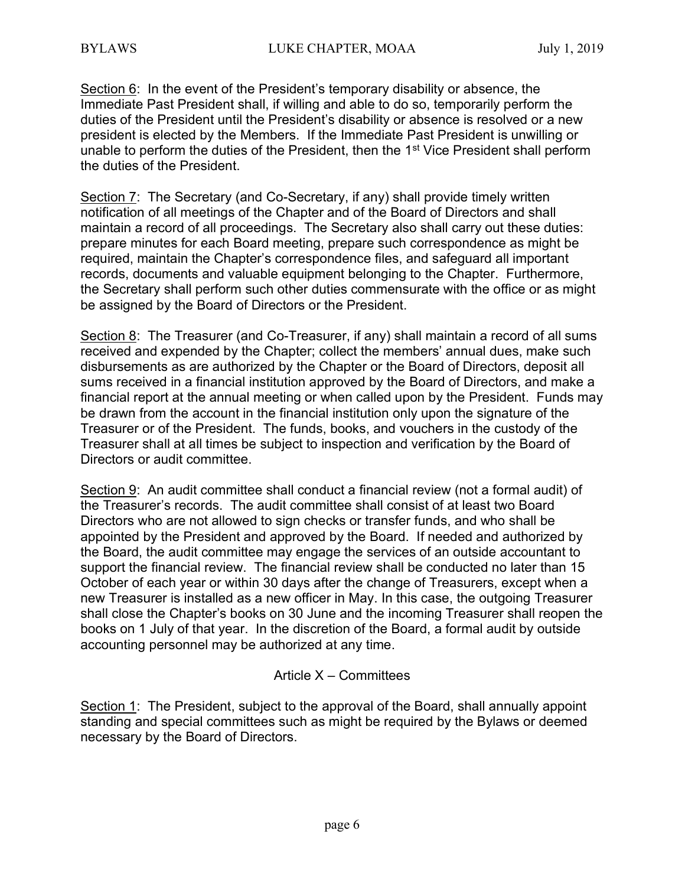Section 6: In the event of the President's temporary disability or absence, the Immediate Past President shall, if willing and able to do so, temporarily perform the duties of the President until the President's disability or absence is resolved or a new president is elected by the Members. If the Immediate Past President is unwilling or unable to perform the duties of the President, then the 1st Vice President shall perform the duties of the President.

Section 7: The Secretary (and Co-Secretary, if any) shall provide timely written notification of all meetings of the Chapter and of the Board of Directors and shall maintain a record of all proceedings. The Secretary also shall carry out these duties: prepare minutes for each Board meeting, prepare such correspondence as might be required, maintain the Chapter's correspondence files, and safeguard all important records, documents and valuable equipment belonging to the Chapter. Furthermore, the Secretary shall perform such other duties commensurate with the office or as might be assigned by the Board of Directors or the President.

Section 8: The Treasurer (and Co-Treasurer, if any) shall maintain a record of all sums received and expended by the Chapter; collect the members' annual dues, make such disbursements as are authorized by the Chapter or the Board of Directors, deposit all sums received in a financial institution approved by the Board of Directors, and make a financial report at the annual meeting or when called upon by the President. Funds may be drawn from the account in the financial institution only upon the signature of the Treasurer or of the President. The funds, books, and vouchers in the custody of the Treasurer shall at all times be subject to inspection and verification by the Board of Directors or audit committee.

Section 9: An audit committee shall conduct a financial review (not a formal audit) of the Treasurer's records. The audit committee shall consist of at least two Board Directors who are not allowed to sign checks or transfer funds, and who shall be appointed by the President and approved by the Board. If needed and authorized by the Board, the audit committee may engage the services of an outside accountant to support the financial review. The financial review shall be conducted no later than 15 October of each year or within 30 days after the change of Treasurers, except when a new Treasurer is installed as a new officer in May. In this case, the outgoing Treasurer shall close the Chapter's books on 30 June and the incoming Treasurer shall reopen the books on 1 July of that year. In the discretion of the Board, a formal audit by outside accounting personnel may be authorized at any time.

## Article X – Committees

Section 1: The President, subject to the approval of the Board, shall annually appoint standing and special committees such as might be required by the Bylaws or deemed necessary by the Board of Directors.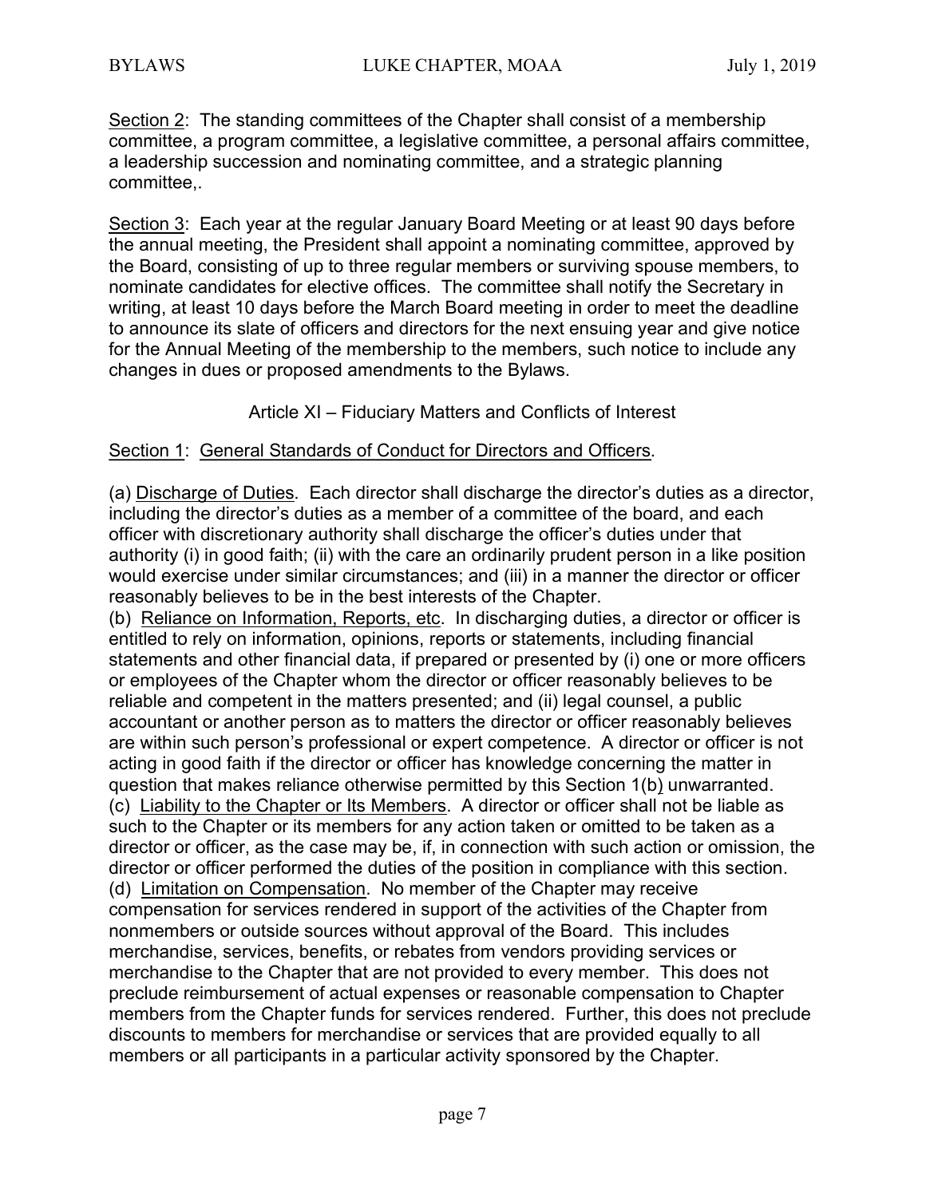Section 2: The standing committees of the Chapter shall consist of a membership committee, a program committee, a legislative committee, a personal affairs committee, a leadership succession and nominating committee, and a strategic planning committee,.

Section 3: Each year at the regular January Board Meeting or at least 90 days before the annual meeting, the President shall appoint a nominating committee, approved by the Board, consisting of up to three regular members or surviving spouse members, to nominate candidates for elective offices. The committee shall notify the Secretary in writing, at least 10 days before the March Board meeting in order to meet the deadline to announce its slate of officers and directors for the next ensuing year and give notice for the Annual Meeting of the membership to the members, such notice to include any changes in dues or proposed amendments to the Bylaws.

## Article XI – Fiduciary Matters and Conflicts of Interest

Section 1: General Standards of Conduct for Directors and Officers.

(a) Discharge of Duties. Each director shall discharge the director's duties as a director, including the director's duties as a member of a committee of the board, and each officer with discretionary authority shall discharge the officer's duties under that authority (i) in good faith; (ii) with the care an ordinarily prudent person in a like position would exercise under similar circumstances; and (iii) in a manner the director or officer reasonably believes to be in the best interests of the Chapter.

(b) Reliance on Information, Reports, etc. In discharging duties, a director or officer is entitled to rely on information, opinions, reports or statements, including financial statements and other financial data, if prepared or presented by (i) one or more officers or employees of the Chapter whom the director or officer reasonably believes to be reliable and competent in the matters presented; and (ii) legal counsel, a public accountant or another person as to matters the director or officer reasonably believes are within such person's professional or expert competence. A director or officer is not acting in good faith if the director or officer has knowledge concerning the matter in question that makes reliance otherwise permitted by this Section 1(b) unwarranted.

(c) Liability to the Chapter or Its Members. A director or officer shall not be liable as such to the Chapter or its members for any action taken or omitted to be taken as a director or officer, as the case may be, if, in connection with such action or omission, the director or officer performed the duties of the position in compliance with this section.

(d) Limitation on Compensation. No member of the Chapter may receive compensation for services rendered in support of the activities of the Chapter from nonmembers or outside sources without approval of the Board. This includes merchandise, services, benefits, or rebates from vendors providing services or merchandise to the Chapter that are not provided to every member. This does not preclude reimbursement of actual expenses or reasonable compensation to Chapter members from the Chapter funds for services rendered. Further, this does not preclude discounts to members for merchandise or services that are provided equally to all members or all participants in a particular activity sponsored by the Chapter.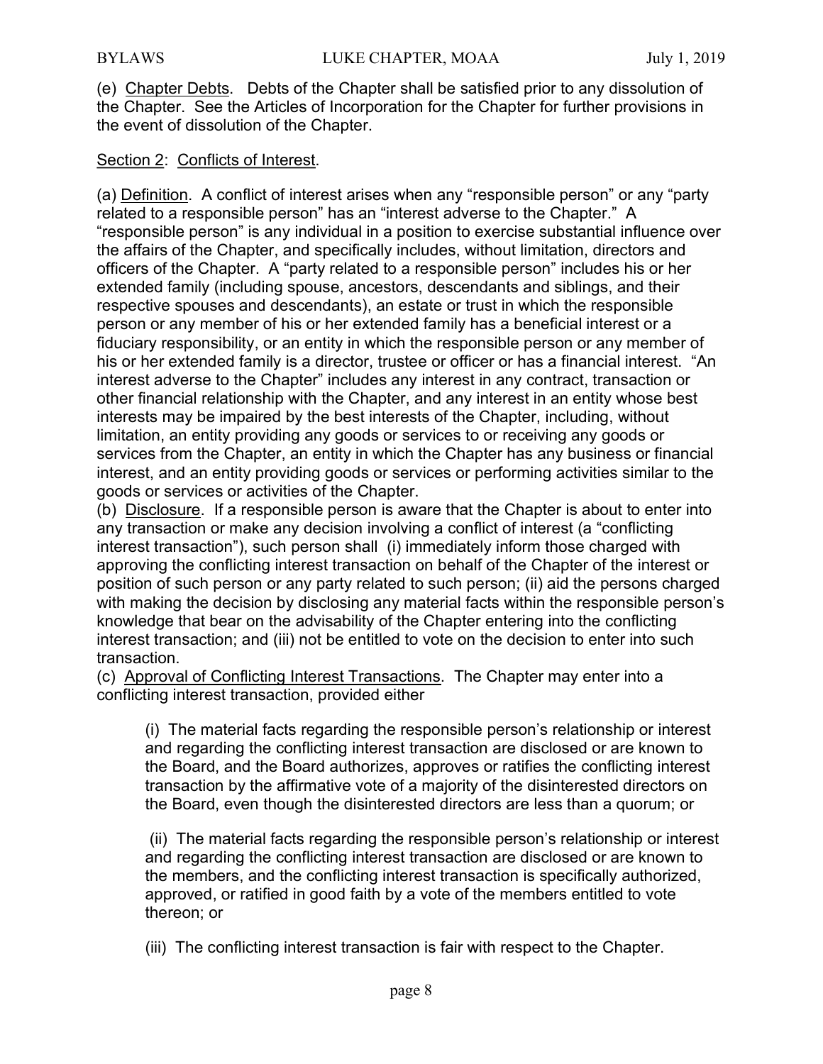(e) Chapter Debts. Debts of the Chapter shall be satisfied prior to any dissolution of the Chapter. See the Articles of Incorporation for the Chapter for further provisions in the event of dissolution of the Chapter.

Section 2: Conflicts of Interest.

(a) Definition. A conflict of interest arises when any "responsible person" or any "party related to a responsible person" has an "interest adverse to the Chapter." A "responsible person" is any individual in a position to exercise substantial influence over the affairs of the Chapter, and specifically includes, without limitation, directors and officers of the Chapter. A "party related to a responsible person" includes his or her extended family (including spouse, ancestors, descendants and siblings, and their respective spouses and descendants), an estate or trust in which the responsible person or any member of his or her extended family has a beneficial interest or a fiduciary responsibility, or an entity in which the responsible person or any member of his or her extended family is a director, trustee or officer or has a financial interest. "An interest adverse to the Chapter" includes any interest in any contract, transaction or other financial relationship with the Chapter, and any interest in an entity whose best interests may be impaired by the best interests of the Chapter, including, without limitation, an entity providing any goods or services to or receiving any goods or services from the Chapter, an entity in which the Chapter has any business or financial interest, and an entity providing goods or services or performing activities similar to the goods or services or activities of the Chapter.

(b) Disclosure. If a responsible person is aware that the Chapter is about to enter into any transaction or make any decision involving a conflict of interest (a "conflicting interest transaction"), such person shall (i) immediately inform those charged with approving the conflicting interest transaction on behalf of the Chapter of the interest or position of such person or any party related to such person; (ii) aid the persons charged with making the decision by disclosing any material facts within the responsible person's knowledge that bear on the advisability of the Chapter entering into the conflicting interest transaction; and (iii) not be entitled to vote on the decision to enter into such transaction.

(c) Approval of Conflicting Interest Transactions. The Chapter may enter into a conflicting interest transaction, provided either

(i) The material facts regarding the responsible person's relationship or interest and regarding the conflicting interest transaction are disclosed or are known to the Board, and the Board authorizes, approves or ratifies the conflicting interest transaction by the affirmative vote of a majority of the disinterested directors on the Board, even though the disinterested directors are less than a quorum; or

(ii) The material facts regarding the responsible person's relationship or interest and regarding the conflicting interest transaction are disclosed or are known to the members, and the conflicting interest transaction is specifically authorized, approved, or ratified in good faith by a vote of the members entitled to vote thereon; or

(iii) The conflicting interest transaction is fair with respect to the Chapter.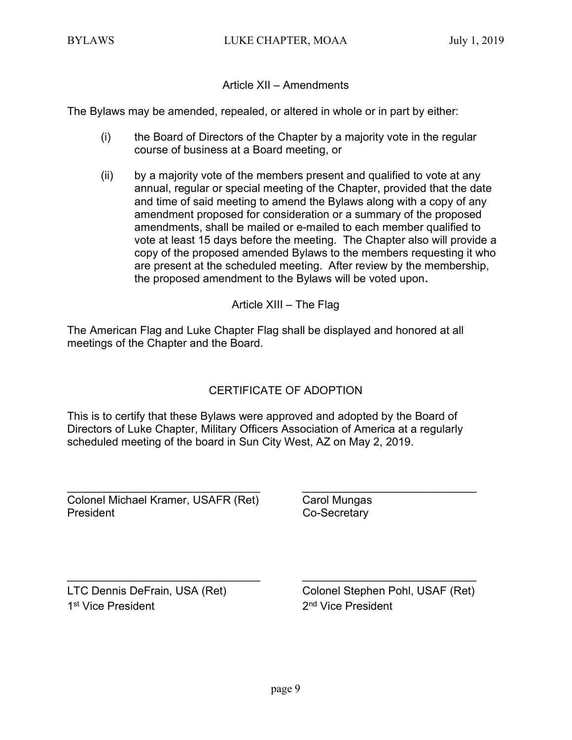## Article XII – Amendments

The Bylaws may be amended, repealed, or altered in whole or in part by either:

(i) the Board of Directors of the Chapter by a majority vote in the regular course of business at a Board meeting, or

(ii) by a majority vote of the members present and qualified to vote at any annual, regular or special meeting of the Chapter, provided that the date and time of said meeting to amend the Bylaws along with a copy of any amendment proposed for consideration or a summary of the proposed amendments, shall be mailed or e-mailed to each member qualified to vote at least 15 days before the meeting. The Chapter also will provide a copy of the proposed amended Bylaws to the members requesting it who are present at the scheduled meeting. After review by the membership, the proposed amendment to the Bylaws will be voted upon**.**

## Article XIII – The Flag

The American Flag and Luke Chapter Flag shall be displayed and honored at all meetings of the Chapter and the Board.

## CERTIFICATE OF ADOPTION

This is to certify that these Bylaws were approved and adopted by the Board of Directors of Luke Chapter, Military Officers Association of America at a regularly scheduled meeting of the board in Sun City West, AZ on May 2, 2019.

\_\_\_\_\_\_\_\_\_\_\_\_\_\_\_\_\_\_\_\_\_\_\_\_\_\_\_\_\_\_\_\_
Colonel Michael Kramer, USAFR (Ret)
President

\_\_\_\_\_\_\_\_\_\_\_\_\_\_\_\_\_\_\_\_\_\_\_\_\_\_\_\_\_\_\_\_
Carol Mungas
Co-Secretary

\_\_\_\_\_\_\_\_\_\_\_\_\_\_\_\_\_\_\_\_\_\_\_\_\_\_\_\_\_\_\_\_
LTC Dennis DeFrain, USA (Ret)
1st Vice President

\_\_\_\_\_\_\_\_\_\_\_\_\_\_\_\_\_\_\_\_\_\_\_\_\_\_\_\_\_\_\_\_
Colonel Stephen Pohl, USAF (Ret)
2nd Vice President